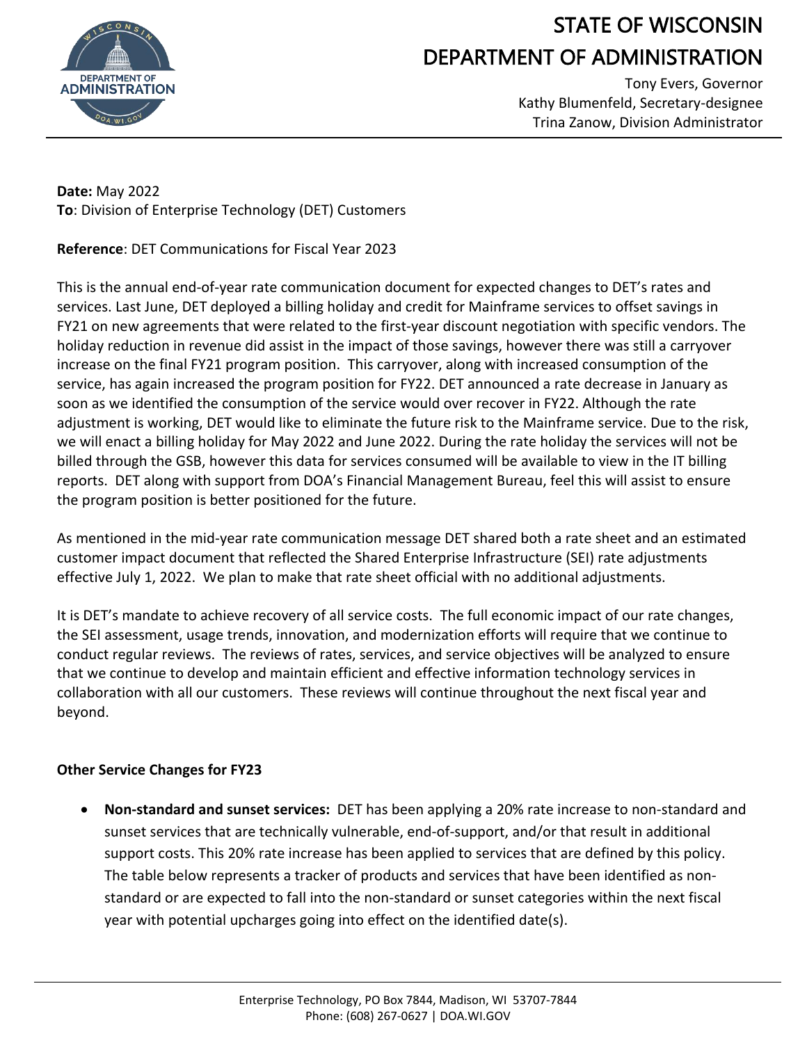# STATE OF WISCONSIN
# DEPARTMENT OF ADMINISTRATION

Tony Evers, Governor
Kathy Blumenfeld, Secretary-designee
Trina Zanow, Division Administrator

**Date:** May 2022
**To**: Division of Enterprise Technology (DET) Customers

**Reference**: DET Communications for Fiscal Year 2023

This is the annual end-of-year rate communication document for expected changes to DET's rates and services. Last June, DET deployed a billing holiday and credit for Mainframe services to offset savings in FY21 on new agreements that were related to the first-year discount negotiation with specific vendors. The holiday reduction in revenue did assist in the impact of those savings, however there was still a carryover increase on the final FY21 program position. This carryover, along with increased consumption of the service, has again increased the program position for FY22. DET announced a rate decrease in January as soon as we identified the consumption of the service would over recover in FY22. Although the rate adjustment is working, DET would like to eliminate the future risk to the Mainframe service. Due to the risk, we will enact a billing holiday for May 2022 and June 2022. During the rate holiday the services will not be billed through the GSB, however this data for services consumed will be available to view in the IT billing reports. DET along with support from DOA's Financial Management Bureau, feel this will assist to ensure the program position is better positioned for the future.

As mentioned in the mid-year rate communication message DET shared both a rate sheet and an estimated customer impact document that reflected the Shared Enterprise Infrastructure (SEI) rate adjustments effective July 1, 2022. We plan to make that rate sheet official with no additional adjustments.

It is DET's mandate to achieve recovery of all service costs. The full economic impact of our rate changes, the SEI assessment, usage trends, innovation, and modernization efforts will require that we continue to conduct regular reviews. The reviews of rates, services, and service objectives will be analyzed to ensure that we continue to develop and maintain efficient and effective information technology services in collaboration with all our customers. These reviews will continue throughout the next fiscal year and beyond.

**Other Service Changes for FY23**

- **Non-standard and sunset services:** DET has been applying a 20% rate increase to non-standard and sunset services that are technically vulnerable, end-of-support, and/or that result in additional support costs. This 20% rate increase has been applied to services that are defined by this policy. The table below represents a tracker of products and services that have been identified as non-standard or are expected to fall into the non-standard or sunset categories within the next fiscal year with potential upcharges going into effect on the identified date(s).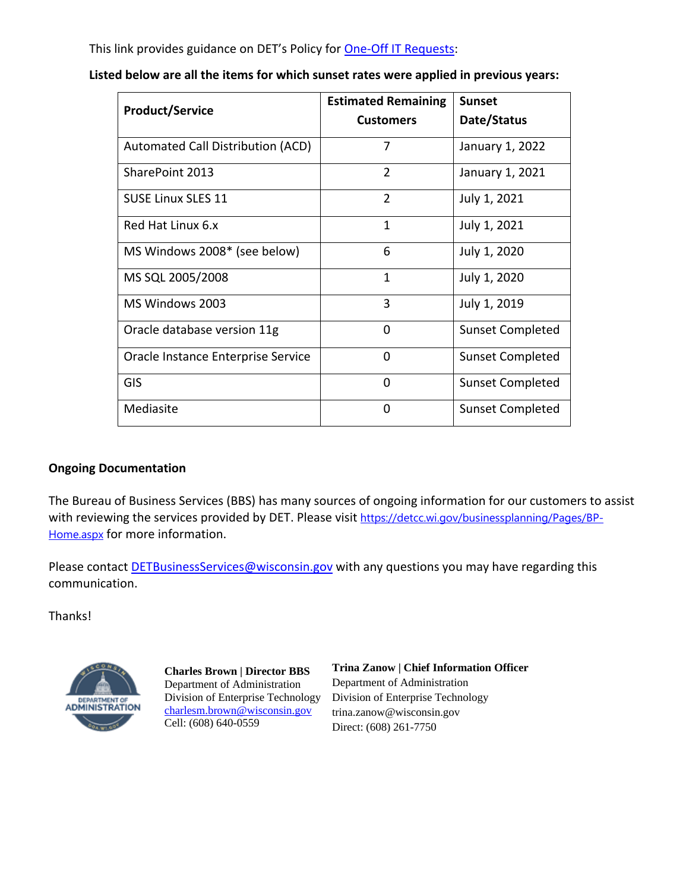This link provides guidance on DET's Policy for [One-Off IT Requests](One-Off IT Requests):

**Listed below are all the items for which sunset rates were applied in previous years:**

| Product/Service | Estimated Remaining Customers | Sunset Date/Status |
|---|---|---|
| Automated Call Distribution (ACD) | 7 | January 1, 2022 |
| SharePoint 2013 | 2 | January 1, 2021 |
| SUSE Linux SLES 11 | 2 | July 1, 2021 |
| Red Hat Linux 6.x | 1 | July 1, 2021 |
| MS Windows 2008* (see below) | 6 | July 1, 2020 |
| MS SQL 2005/2008 | 1 | July 1, 2020 |
| MS Windows 2003 | 3 | July 1, 2019 |
| Oracle database version 11g | 0 | Sunset Completed |
| Oracle Instance Enterprise Service | 0 | Sunset Completed |
| GIS | 0 | Sunset Completed |
| Mediasite | 0 | Sunset Completed |

**Ongoing Documentation**

The Bureau of Business Services (BBS) has many sources of ongoing information for our customers to assist with reviewing the services provided by DET. Please visit https://detcc.wi.gov/businessplanning/Pages/BP-Home.aspx for more information.

Please contact DETBusinessServices@wisconsin.gov with any questions you may have regarding this communication.

Thanks!

**Charles Brown | Director BBS**
Department of Administration
Division of Enterprise Technology
charlesm.brown@wisconsin.gov
Cell: (608) 640-0559

**Trina Zanow | Chief Information Officer**
Department of Administration
Division of Enterprise Technology
trina.zanow@wisconsin.gov
Direct: (608) 261-7750